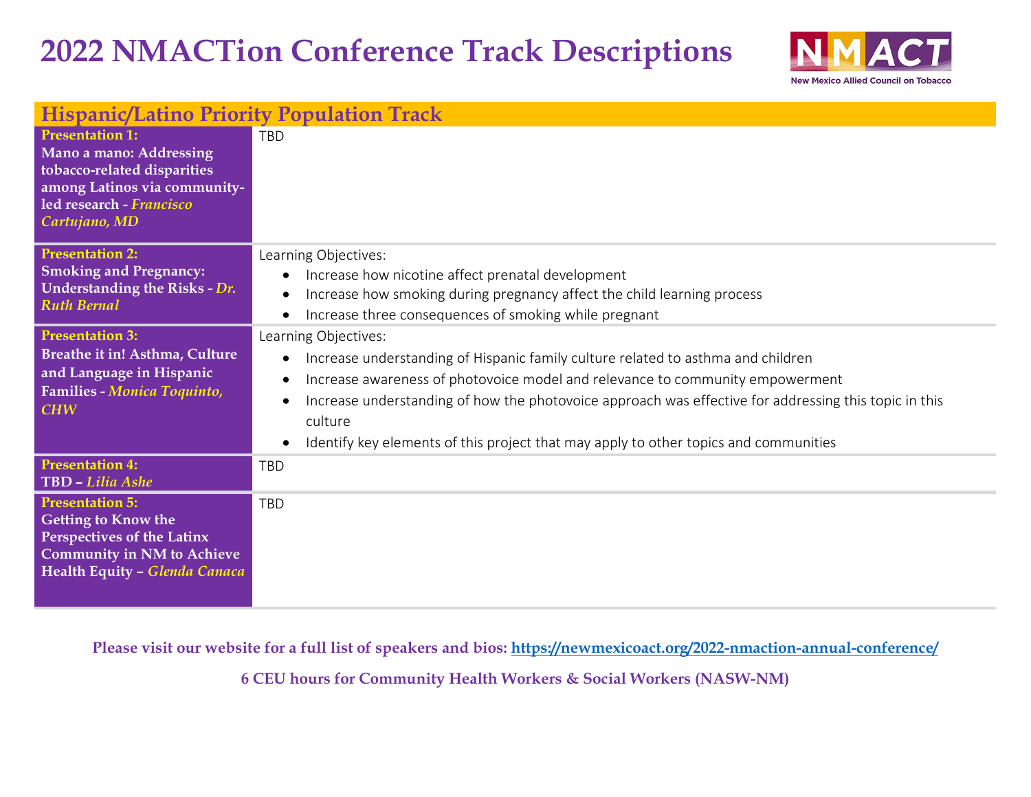# 2022 NMACTion Conference Track Descriptions

New Mexico Allied Council on Tobacco

## Hispanic/Latino Priority Population Track

| Presentation | Description |
|---|---|
| **Presentation 1:** **Mano a mano: Addressing tobacco-related disparities among Latinos via community-led research** - *Francisco Cartujano, MD* | TBD |
| **Presentation 2:** **Smoking and Pregnancy: Understanding the Risks** - *Dr. Ruth Bernal* | Learning Objectives:<br>• Increase how nicotine affect prenatal development<br>• Increase how smoking during pregnancy affect the child learning process<br>• Increase three consequences of smoking while pregnant |
| **Presentation 3:** **Breathe it in! Asthma, Culture and Language in Hispanic Families** - *Monica Toquinto, CHW* | Learning Objectives:<br>• Increase understanding of Hispanic family culture related to asthma and children<br>• Increase awareness of photovoice model and relevance to community empowerment<br>• Increase understanding of how the photovoice approach was effective for addressing this topic in this culture<br>• Identify key elements of this project that may apply to other topics and communities |
| **Presentation 4:** **TBD** – *Lilia Ashe* | TBD |
| **Presentation 5:** **Getting to Know the Perspectives of the Latinx Community in NM to Achieve Health Equity** – *Glenda Canaca* | TBD |

**Please visit our website for a full list of speakers and bios: https://newmexicoact.org/2022-nmaction-annual-conference/**

**6 CEU hours for Community Health Workers & Social Workers (NASW-NM)**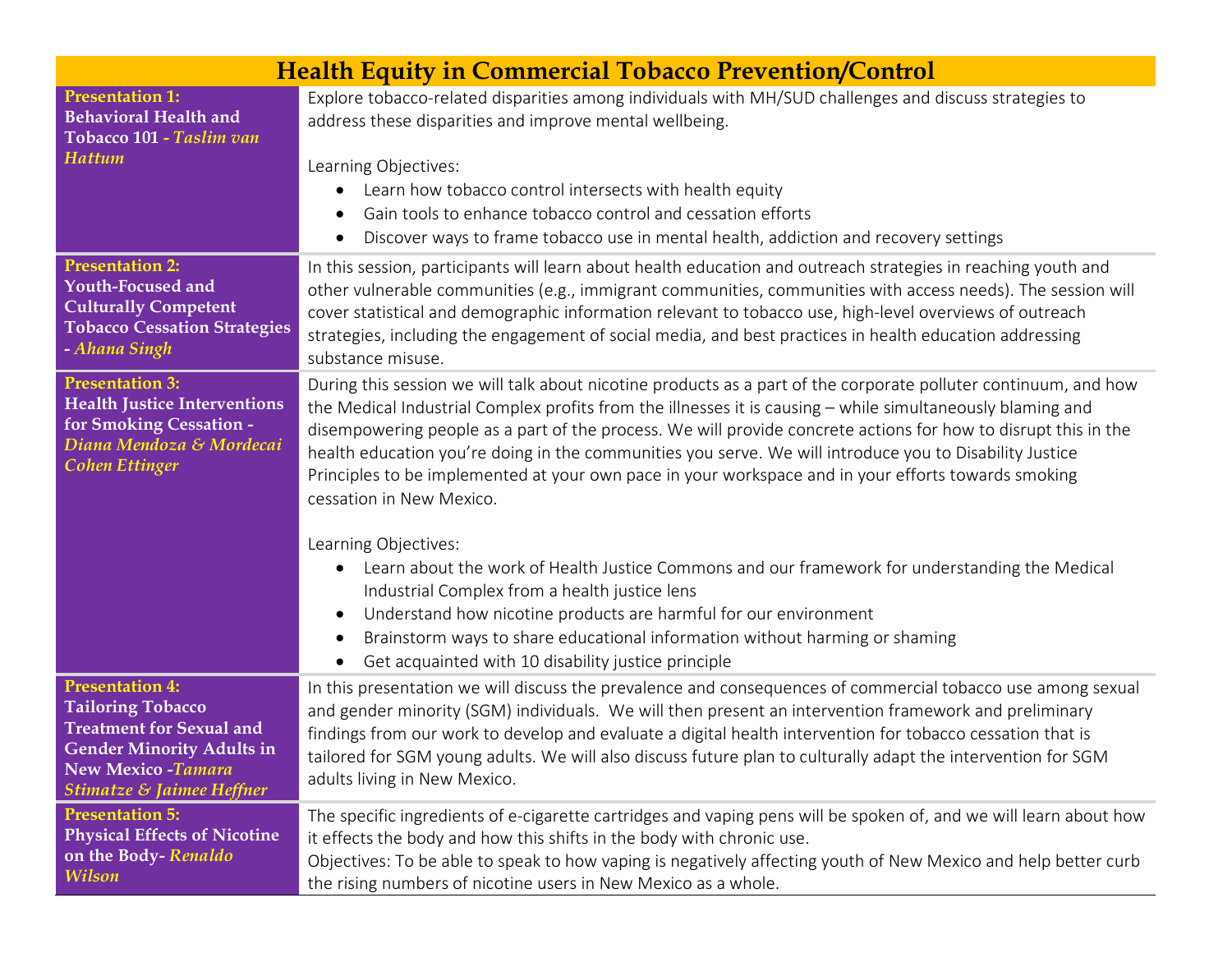# Health Equity in Commercial Tobacco Prevention/Control

| Presentation | Description |
|---|---|
| **Presentation 1: Behavioral Health and Tobacco 101** - *Taslim van Hattum* | Explore tobacco-related disparities among individuals with MH/SUD challenges and discuss strategies to address these disparities and improve mental wellbeing.<br><br>Learning Objectives:<br>• Learn how tobacco control intersects with health equity<br>• Gain tools to enhance tobacco control and cessation efforts<br>• Discover ways to frame tobacco use in mental health, addiction and recovery settings |
| **Presentation 2: Youth-Focused and Culturally Competent Tobacco Cessation Strategies** - *Ahana Singh* | In this session, participants will learn about health education and outreach strategies in reaching youth and other vulnerable communities (e.g., immigrant communities, communities with access needs). The session will cover statistical and demographic information relevant to tobacco use, high-level overviews of outreach strategies, including the engagement of social media, and best practices in health education addressing substance misuse. |
| **Presentation 3: Health Justice Interventions for Smoking Cessation** - *Diana Mendoza & Mordecai Cohen Ettinger* | During this session we will talk about nicotine products as a part of the corporate polluter continuum, and how the Medical Industrial Complex profits from the illnesses it is causing – while simultaneously blaming and disempowering people as a part of the process. We will provide concrete actions for how to disrupt this in the health education you're doing in the communities you serve. We will introduce you to Disability Justice Principles to be implemented at your own pace in your workspace and in your efforts towards smoking cessation in New Mexico.<br><br>Learning Objectives:<br>• Learn about the work of Health Justice Commons and our framework for understanding the Medical Industrial Complex from a health justice lens<br>• Understand how nicotine products are harmful for our environment<br>• Brainstorm ways to share educational information without harming or shaming<br>• Get acquainted with 10 disability justice principle |
| **Presentation 4: Tailoring Tobacco Treatment for Sexual and Gender Minority Adults in New Mexico** -*Tamara Stimatze & Jaimee Heffner* | In this presentation we will discuss the prevalence and consequences of commercial tobacco use among sexual and gender minority (SGM) individuals. We will then present an intervention framework and preliminary findings from our work to develop and evaluate a digital health intervention for tobacco cessation that is tailored for SGM young adults. We will also discuss future plan to culturally adapt the intervention for SGM adults living in New Mexico. |
| **Presentation 5: Physical Effects of Nicotine on the Body**- *Renaldo Wilson* | The specific ingredients of e-cigarette cartridges and vaping pens will be spoken of, and we will learn about how it effects the body and how this shifts in the body with chronic use.<br>Objectives: To be able to speak to how vaping is negatively affecting youth of New Mexico and help better curb the rising numbers of nicotine users in New Mexico as a whole. |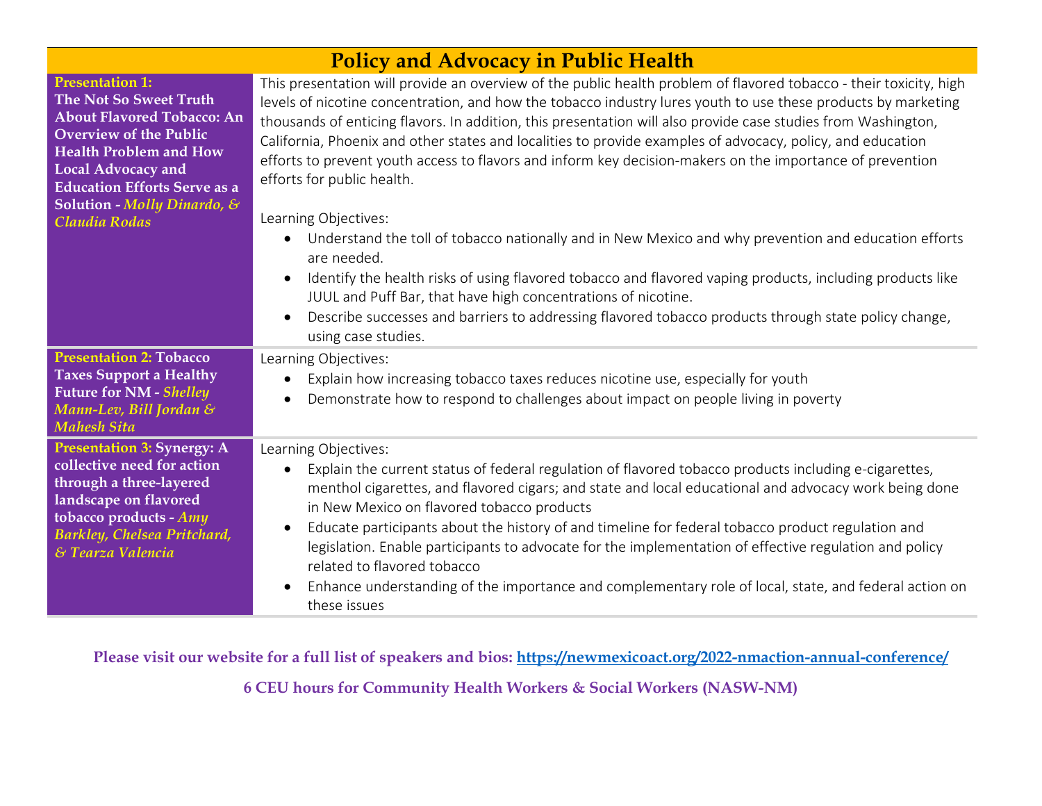## Policy and Advocacy in Public Health

| Presentation | Description |
| --- | --- |
| **Presentation 1: The Not So Sweet Truth About Flavored Tobacco: An Overview of the Public Health Problem and How Local Advocacy and Education Efforts Serve as a Solution** - *Molly Dinardo, & Claudia Rodas* | This presentation will provide an overview of the public health problem of flavored tobacco - their toxicity, high levels of nicotine concentration, and how the tobacco industry lures youth to use these products by marketing thousands of enticing flavors. In addition, this presentation will also provide case studies from Washington, California, Phoenix and other states and localities to provide examples of advocacy, policy, and education efforts to prevent youth access to flavors and inform key decision-makers on the importance of prevention efforts for public health.<br><br>Learning Objectives:<br>• Understand the toll of tobacco nationally and in New Mexico and why prevention and education efforts are needed.<br>• Identify the health risks of using flavored tobacco and flavored vaping products, including products like JUUL and Puff Bar, that have high concentrations of nicotine.<br>• Describe successes and barriers to addressing flavored tobacco products through state policy change, using case studies. |
| **Presentation 2: Tobacco Taxes Support a Healthy Future for NM** - *Shelley Mann-Lev, Bill Jordan & Mahesh Sita* | Learning Objectives:<br>• Explain how increasing tobacco taxes reduces nicotine use, especially for youth<br>• Demonstrate how to respond to challenges about impact on people living in poverty |
| **Presentation 3: Synergy: A collective need for action through a three-layered landscape on flavored tobacco products** - *Amy Barkley, Chelsea Pritchard, & Tearza Valencia* | Learning Objectives:<br>• Explain the current status of federal regulation of flavored tobacco products including e-cigarettes, menthol cigarettes, and flavored cigars; and state and local educational and advocacy work being done in New Mexico on flavored tobacco products<br>• Educate participants about the history of and timeline for federal tobacco product regulation and legislation. Enable participants to advocate for the implementation of effective regulation and policy related to flavored tobacco<br>• Enhance understanding of the importance and complementary role of local, state, and federal action on these issues |

**Please visit our website for a full list of speakers and bios: [https://newmexicoact.org/2022-nmaction-annual-conference/](https://newmexicoact.org/2022-nmaction-annual-conference/)**

**6 CEU hours for Community Health Workers & Social Workers (NASW-NM)**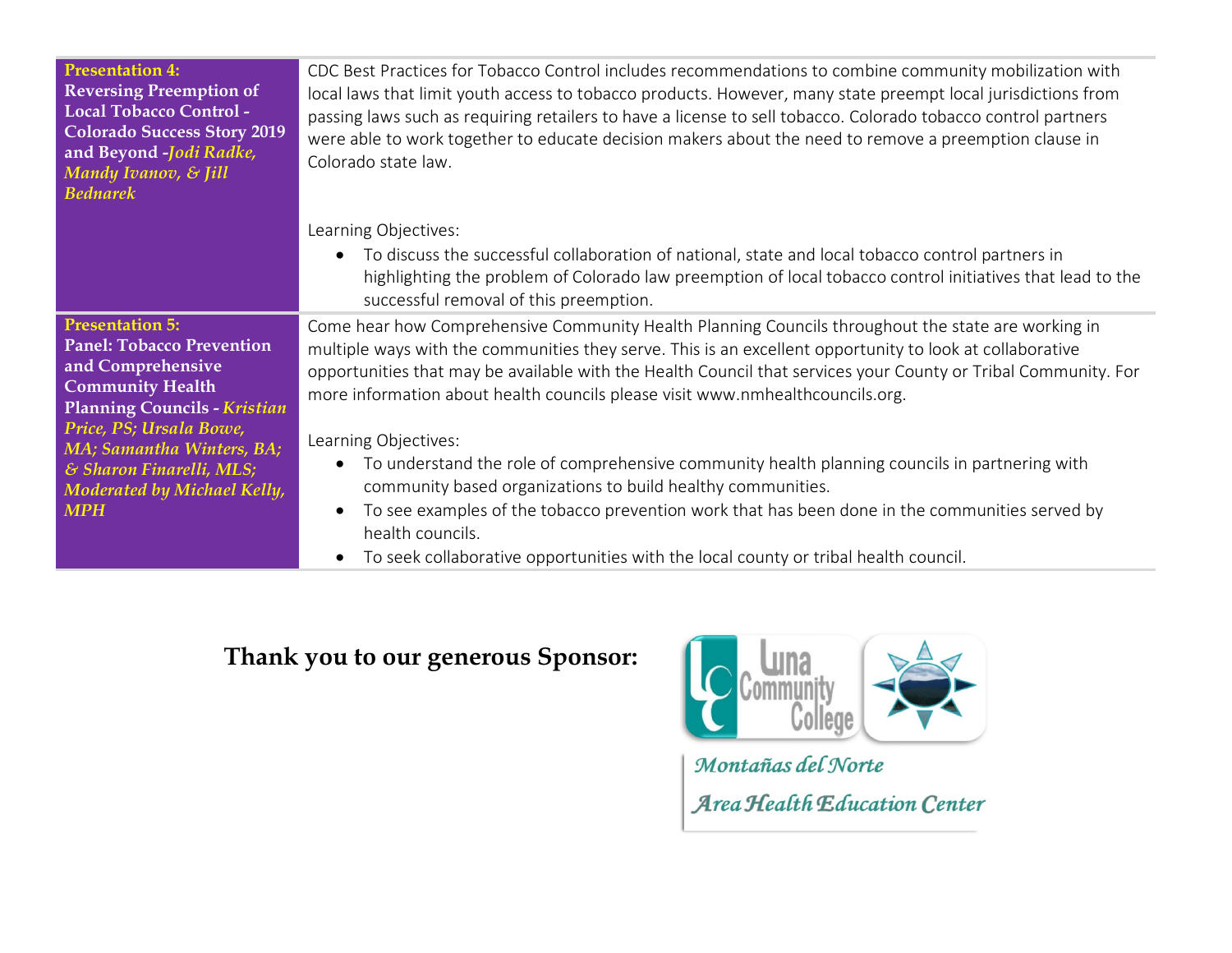| | |
|---|---|
| **Presentation 4:** **Reversing Preemption of Local Tobacco Control - Colorado Success Story 2019 and Beyond -** ***Jodi Radke, Mandy Ivanov, & Jill Bednarek*** | CDC Best Practices for Tobacco Control includes recommendations to combine community mobilization with local laws that limit youth access to tobacco products. However, many state preempt local jurisdictions from passing laws such as requiring retailers to have a license to sell tobacco. Colorado tobacco control partners were able to work together to educate decision makers about the need to remove a preemption clause in Colorado state law.<br><br>Learning Objectives:<br>• To discuss the successful collaboration of national, state and local tobacco control partners in highlighting the problem of Colorado law preemption of local tobacco control initiatives that lead to the successful removal of this preemption. |
| **Presentation 5:** **Panel: Tobacco Prevention and Comprehensive Community Health Planning Councils -** ***Kristian Price, PS; Ursala Bowe, MA; Samantha Winters, BA; & Sharon Finarelli, MLS; Moderated by Michael Kelly, MPH*** | Come hear how Comprehensive Community Health Planning Councils throughout the state are working in multiple ways with the communities they serve. This is an excellent opportunity to look at collaborative opportunities that may be available with the Health Council that services your County or Tribal Community. For more information about health councils please visit www.nmhealthcouncils.org.<br><br>Learning Objectives:<br>• To understand the role of comprehensive community health planning councils in partnering with community based organizations to build healthy communities.<br>• To see examples of the tobacco prevention work that has been done in the communities served by health councils.<br>• To seek collaborative opportunities with the local county or tribal health council. |

**Thank you to our generous Sponsor:**

Luna Community College

*Montañas del Norte*
*Area Health Education Center*